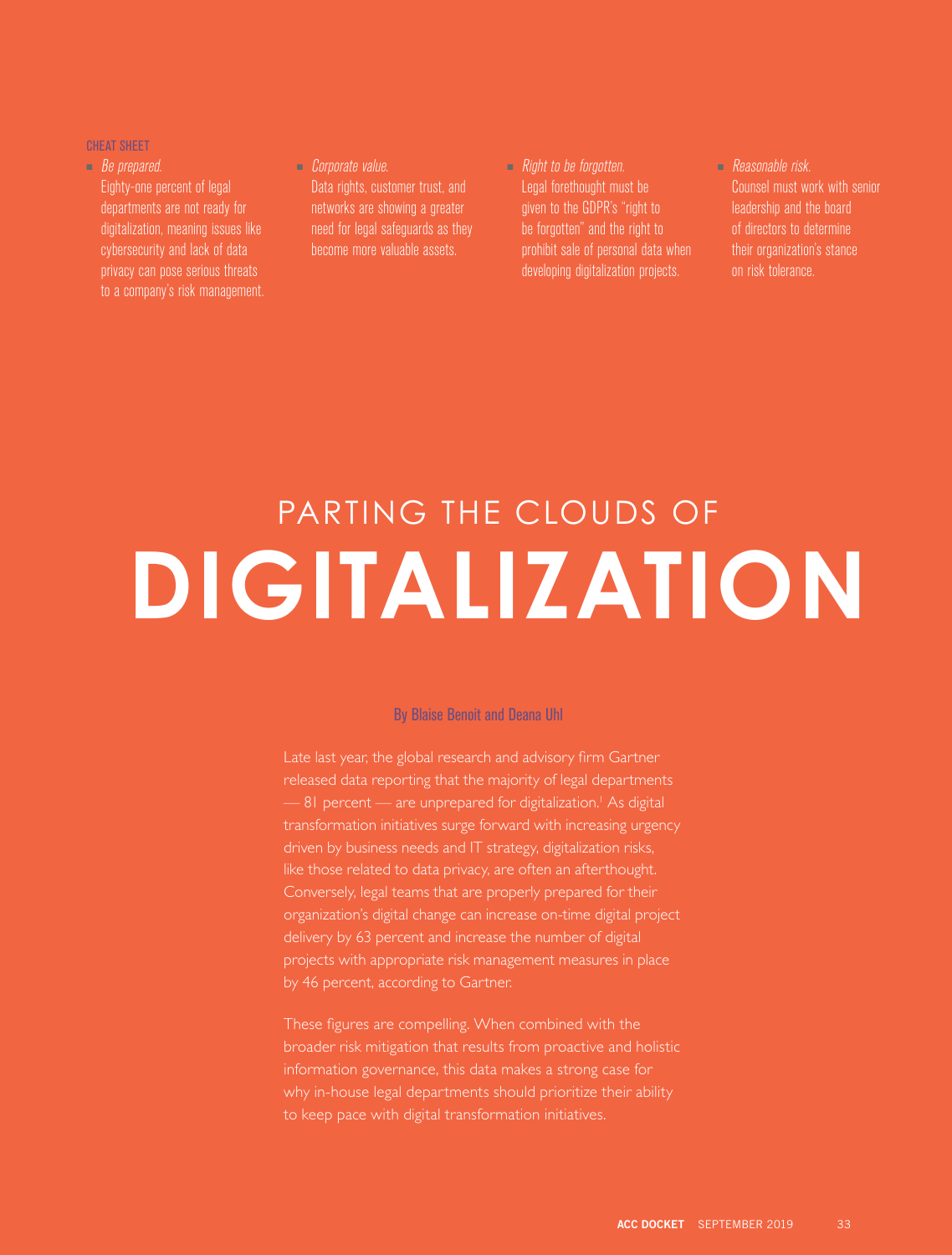CHEAT SHEET

- *Be prepared.* Eighty-one percent of legal departments are not ready for digitalization, meaning issues like cybersecurity and lack of data privacy can pose serious threats to a company's risk management.
- *Corporate value.* Data rights, customer trust, and networks are showing a greater need for legal safeguards as they become more valuable assets.
- *Right to be forgotten.* Legal forethought must be given to the GDPR's "right to be forgotten" and the right to prohibit sale of personal data when developing digitalization projects.
- *Reasonable risk.* Counsel must work with senior leadership and the board of directors to determine their organization's stance on risk tolerance.

# PARTING THE CLOUDS OF **DIGITALIZATION**

By Blaise Benoit and Deana Uhl

Late last year, the global research and advisory firm Gartner released data reporting that the majority of legal departments — 81 percent — are unprepared for digitalization.[1] As digital transformation initiatives surge forward with increasing urgency driven by business needs and IT strategy, digitalization risks, like those related to data privacy, are often an afterthought. Conversely, legal teams that are properly prepared for their organization's digital change can increase on-time digital project delivery by 63 percent and increase the number of digital projects with appropriate risk management measures in place by 46 percent, according to Gartner.

These figures are compelling. When combined with the broader risk mitigation that results from proactive and holistic information governance, this data makes a strong case for why in-house legal departments should prioritize their ability to keep pace with digital transformation initiatives.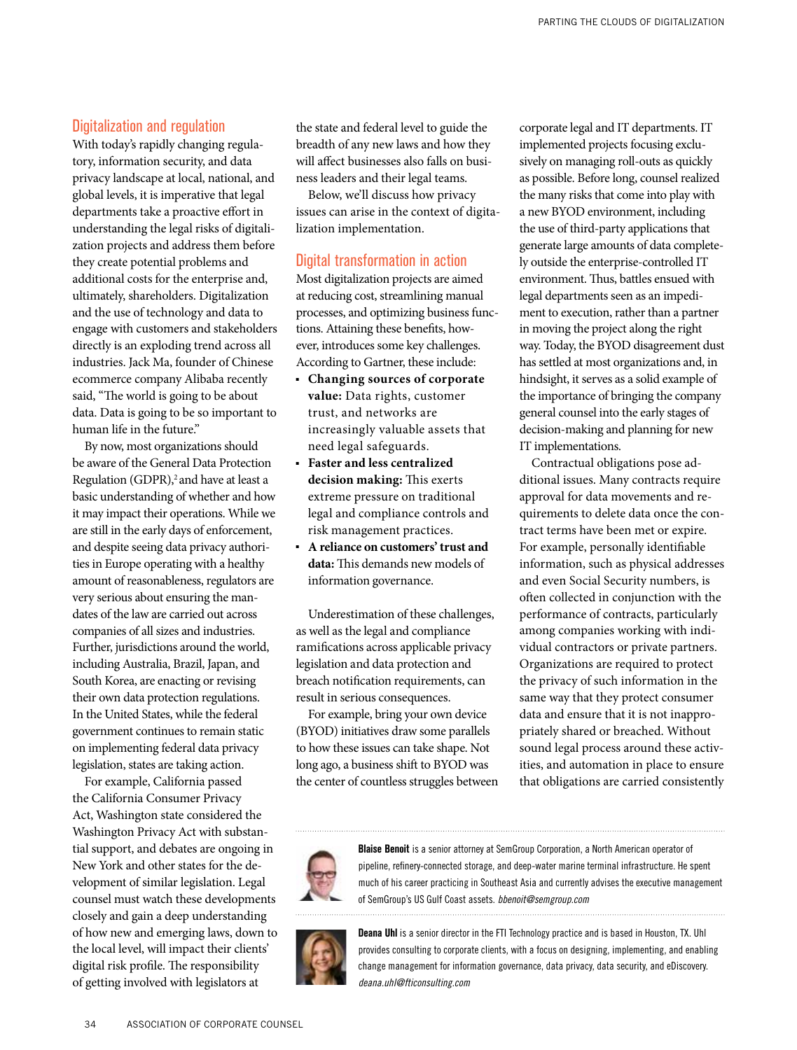## Digitalization and regulation

With today's rapidly changing regulatory, information security, and data privacy landscape at local, national, and global levels, it is imperative that legal departments take a proactive effort in understanding the legal risks of digitalization projects and address them before they create potential problems and additional costs for the enterprise and, ultimately, shareholders. Digitalization and the use of technology and data to engage with customers and stakeholders directly is an exploding trend across all industries. Jack Ma, founder of Chinese ecommerce company Alibaba recently said, "The world is going to be about data. Data is going to be so important to human life in the future."

By now, most organizations should be aware of the General Data Protection Regulation (GDPR),[2] and have at least a basic understanding of whether and how it may impact their operations. While we are still in the early days of enforcement, and despite seeing data privacy authorities in Europe operating with a healthy amount of reasonableness, regulators are very serious about ensuring the mandates of the law are carried out across companies of all sizes and industries. Further, jurisdictions around the world, including Australia, Brazil, Japan, and South Korea, are enacting or revising their own data protection regulations. In the United States, while the federal government continues to remain static on implementing federal data privacy legislation, states are taking action.

For example, California passed the California Consumer Privacy Act, Washington state considered the Washington Privacy Act with substantial support, and debates are ongoing in New York and other states for the development of similar legislation. Legal counsel must watch these developments closely and gain a deep understanding of how new and emerging laws, down to the local level, will impact their clients' digital risk profile. The responsibility of getting involved with legislators at the state and federal level to guide the breadth of any new laws and how they will affect businesses also falls on business leaders and their legal teams.

Below, we'll discuss how privacy issues can arise in the context of digitalization implementation.

## Digital transformation in action

Most digitalization projects are aimed at reducing cost, streamlining manual processes, and optimizing business functions. Attaining these benefits, however, introduces some key challenges. According to Gartner, these include:

- **Changing sources of corporate value:** Data rights, customer trust, and networks are increasingly valuable assets that need legal safeguards.
- **Faster and less centralized decision making:** This exerts extreme pressure on traditional legal and compliance controls and risk management practices.
- **A reliance on customers' trust and data:** This demands new models of information governance.

Underestimation of these challenges, as well as the legal and compliance ramifications across applicable privacy legislation and data protection and breach notification requirements, can result in serious consequences.

For example, bring your own device (BYOD) initiatives draw some parallels to how these issues can take shape. Not long ago, a business shift to BYOD was the center of countless struggles between corporate legal and IT departments. IT implemented projects focusing exclusively on managing roll-outs as quickly as possible. Before long, counsel realized the many risks that come into play with a new BYOD environment, including the use of third-party applications that generate large amounts of data completely outside the enterprise-controlled IT environment. Thus, battles ensued with legal departments seen as an impediment to execution, rather than a partner in moving the project along the right way. Today, the BYOD disagreement dust has settled at most organizations and, in hindsight, it serves as a solid example of the importance of bringing the company general counsel into the early stages of decision-making and planning for new IT implementations.

Contractual obligations pose additional issues. Many contracts require approval for data movements and requirements to delete data once the contract terms have been met or expire. For example, personally identifiable information, such as physical addresses and even Social Security numbers, is often collected in conjunction with the performance of contracts, particularly among companies working with individual contractors or private partners. Organizations are required to protect the privacy of such information in the same way that they protect consumer data and ensure that it is not inappropriately shared or breached. Without sound legal process around these activities, and automation in place to ensure that obligations are carried consistently

---

**Blaise Benoit** is a senior attorney at SemGroup Corporation, a North American operator of pipeline, refinery-connected storage, and deep-water marine terminal infrastructure. He spent much of his career practicing in Southeast Asia and currently advises the executive management of SemGroup's US Gulf Coast assets. *bbenoit@semgroup.com*

**Deana Uhl** is a senior director in the FTI Technology practice and is based in Houston, TX. Uhl provides consulting to corporate clients, with a focus on designing, implementing, and enabling change management for information governance, data privacy, data security, and eDiscovery. *deana.uhl@fticonsulting.com*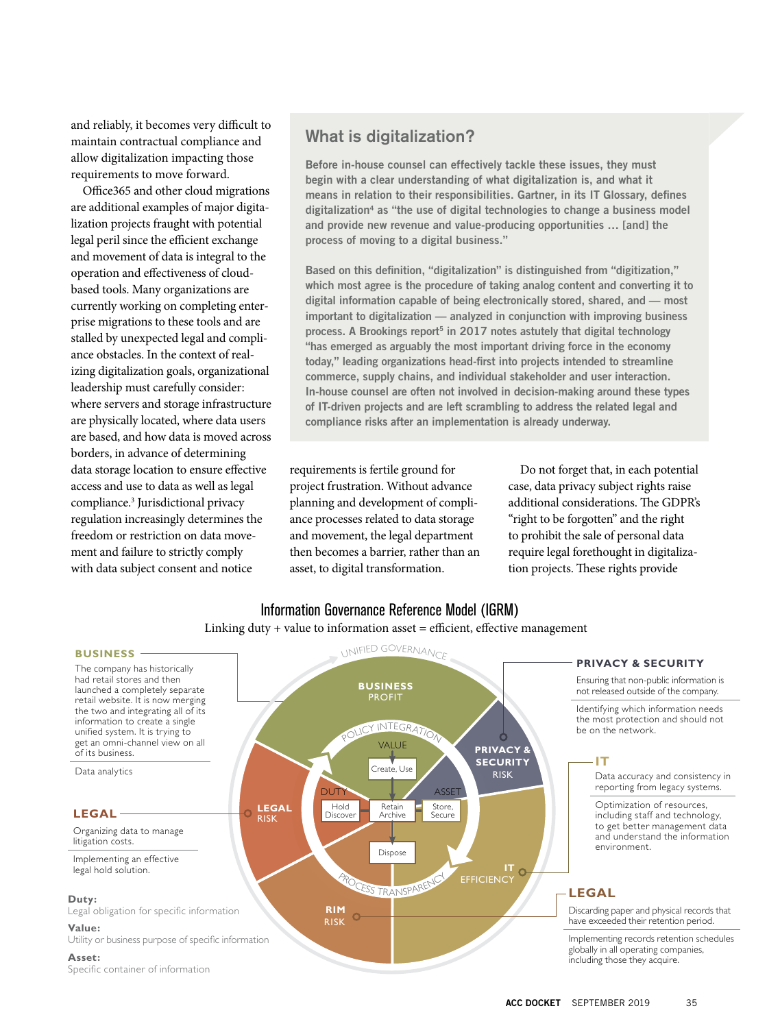and reliably, it becomes very difficult to maintain contractual compliance and allow digitalization impacting those requirements to move forward.

Office365 and other cloud migrations are additional examples of major digitalization projects fraught with potential legal peril since the efficient exchange and movement of data is integral to the operation and effectiveness of cloud-based tools. Many organizations are currently working on completing enterprise migrations to these tools and are stalled by unexpected legal and compliance obstacles. In the context of realizing digitalization goals, organizational leadership must carefully consider: where servers and storage infrastructure are physically located, where data users are based, and how data is moved across borders, in advance of determining data storage location to ensure effective access and use to data as well as legal compliance.[3] Jurisdictional privacy regulation increasingly determines the freedom or restriction on data movement and failure to strictly comply with data subject consent and notice requirements is fertile ground for project frustration. Without advance planning and development of compliance processes related to data storage and movement, the legal department then becomes a barrier, rather than an asset, to digital transformation.

Do not forget that, in each potential case, data privacy subject rights raise additional considerations. The GDPR's "right to be forgotten" and the right to prohibit the sale of personal data require legal forethought in digitalization projects. These rights provide

## What is digitalization?

**Before in-house counsel can effectively tackle these issues, they must begin with a clear understanding of what digitalization is, and what it means in relation to their responsibilities. Gartner, in its IT Glossary, defines digitalization[4] as "the use of digital technologies to change a business model and provide new revenue and value-producing opportunities … [and] the process of moving to a digital business."**

**Based on this definition, "digitalization" is distinguished from "digitization," which most agree is the procedure of taking analog content and converting it to digital information capable of being electronically stored, shared, and — most important to digitalization — analyzed in conjunction with improving business process. A Brookings report[5] in 2017 notes astutely that digital technology "has emerged as arguably the most important driving force in the economy today," leading organizations head-first into projects intended to streamline commerce, supply chains, and individual stakeholder and user interaction. In-house counsel are often not involved in decision-making around these types of IT-driven projects and are left scrambling to address the related legal and compliance risks after an implementation is already underway.**

## Information Governance Reference Model (IGRM)

Linking duty + value to information asset = efficient, effective management

**BUSINESS**

The company has historically had retail stores and then launched a completely separate retail website. It is now merging the two and integrating all of its information to create a single unified system. It is trying to get an omni-channel view on all of its business.

Data analytics

**LEGAL**

Organizing data to manage litigation costs.

Implementing an effective legal hold solution.

**Duty:** Legal obligation for specific information

**Value:** Utility or business purpose of specific information

**Asset:** Specific container of information

UNIFIED GOVERNANCE — BUSINESS PROFIT — PRIVACY & SECURITY RISK — IT EFFICIENCY — RIM RISK — LEGAL RISK — POLICY INTEGRATION — PROCESS TRANSPARENCY — VALUE — DUTY — ASSET — Create, Use — Hold, Discover — Retain, Archive — Store, Secure — Dispose

**PRIVACY & SECURITY**

Ensuring that non-public information is not released outside of the company.

Identifying which information needs the most protection and should not be on the network.

**IT**

Data accuracy and consistency in reporting from legacy systems.

Optimization of resources, including staff and technology, to get better management data and understand the information environment.

**LEGAL**

Discarding paper and physical records that have exceeded their retention period.

Implementing records retention schedules globally in all operating companies, including those they acquire.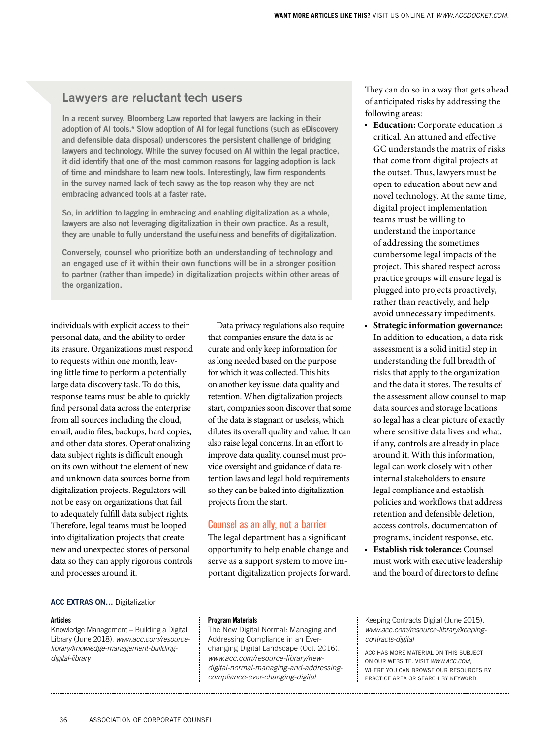## Lawyers are reluctant tech users

In a recent survey, Bloomberg Law reported that lawyers are lacking in their adoption of AI tools.[6] Slow adoption of AI for legal functions (such as eDiscovery and defensible data disposal) underscores the persistent challenge of bridging lawyers and technology. While the survey focused on AI within the legal practice, it did identify that one of the most common reasons for lagging adoption is lack of time and mindshare to learn new tools. Interestingly, law firm respondents in the survey named lack of tech savvy as the top reason why they are not embracing advanced tools at a faster rate.

So, in addition to lagging in embracing and enabling digitalization as a whole, lawyers are also not leveraging digitalization in their own practice. As a result, they are unable to fully understand the usefulness and benefits of digitalization.

Conversely, counsel who prioritize both an understanding of technology and an engaged use of it within their own functions will be in a stronger position to partner (rather than impede) in digitalization projects within other areas of the organization.

individuals with explicit access to their personal data, and the ability to order its erasure. Organizations must respond to requests within one month, leaving little time to perform a potentially large data discovery task. To do this, response teams must be able to quickly find personal data across the enterprise from all sources including the cloud, email, audio files, backups, hard copies, and other data stores. Operationalizing data subject rights is difficult enough on its own without the element of new and unknown data sources borne from digitalization projects. Regulators will not be easy on organizations that fail to adequately fulfill data subject rights. Therefore, legal teams must be looped into digitalization projects that create new and unexpected stores of personal data so they can apply rigorous controls and processes around it.

Data privacy regulations also require that companies ensure the data is accurate and only keep information for as long needed based on the purpose for which it was collected. This hits on another key issue: data quality and retention. When digitalization projects start, companies soon discover that some of the data is stagnant or useless, which dilutes its overall quality and value. It can also raise legal concerns. In an effort to improve data quality, counsel must provide oversight and guidance of data retention laws and legal hold requirements so they can be baked into digitalization projects from the start.

## Counsel as an ally, not a barrier

The legal department has a significant opportunity to help enable change and serve as a support system to move important digitalization projects forward. They can do so in a way that gets ahead of anticipated risks by addressing the following areas:

- **Education:** Corporate education is critical. An attuned and effective GC understands the matrix of risks that come from digital projects at the outset. Thus, lawyers must be open to education about new and novel technology. At the same time, digital project implementation teams must be willing to understand the importance of addressing the sometimes cumbersome legal impacts of the project. This shared respect across practice groups will ensure legal is plugged into projects proactively, rather than reactively, and help avoid unnecessary impediments.
- **Strategic information governance:** In addition to education, a data risk assessment is a solid initial step in understanding the full breadth of risks that apply to the organization and the data it stores. The results of the assessment allow counsel to map data sources and storage locations so legal has a clear picture of exactly where sensitive data lives and what, if any, controls are already in place around it. With this information, legal can work closely with other internal stakeholders to ensure legal compliance and establish policies and workflows that address retention and defensible deletion, access controls, documentation of programs, incident response, etc.
- **Establish risk tolerance:** Counsel must work with executive leadership and the board of directors to define

**ACC EXTRAS ON…** Digitalization

**Articles**

Knowledge Management – Building a Digital Library (June 2018). *www.acc.com/resource-library/knowledge-management-building-digital-library*

**Program Materials**

The New Digital Normal: Managing and Addressing Compliance in an Ever-changing Digital Landscape (Oct. 2016). *www.acc.com/resource-library/new-digital-normal-managing-and-addressing-compliance-ever-changing-digital*

Keeping Contracts Digital (June 2015). *www.acc.com/resource-library/keeping-contracts-digital*

ACC HAS MORE MATERIAL ON THIS SUBJECT ON OUR WEBSITE. VISIT *WWW.ACC.COM*, WHERE YOU CAN BROWSE OUR RESOURCES BY PRACTICE AREA OR SEARCH BY KEYWORD.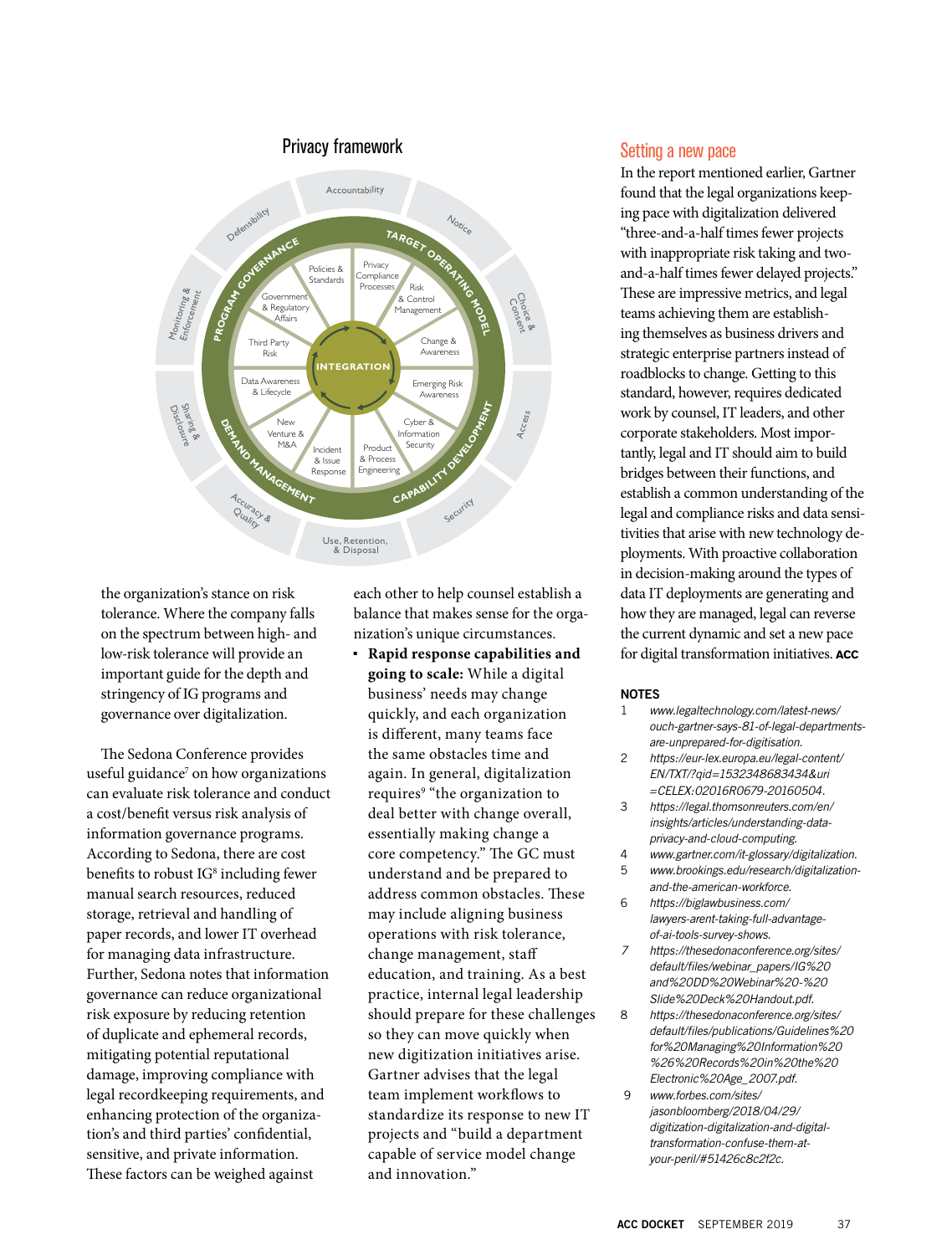## Privacy framework

Accountability
Notice
Choice & Consent
Access
Security
Use, Retention, & Disposal
Accuracy & Quality
Sharing & Disclosure
Monitoring & Enforcement
Defensibility

PROGRAM GOVERNANCE
TARGET OPERATING MODEL
CAPABILITY DEVELOPMENT
DEMAND MANAGEMENT

Policies & Standards
Privacy Compliance Processes
Risk & Control Management
Change & Awareness
Emerging Risk Awareness
Cyber & Information Security
Product & Process Engineering
Incident & Issue Response
New Venture & M&A
Data Awareness & Lifecycle
Third Party Risk
Government & Regulatory Affairs

INTEGRATION

the organization's stance on risk tolerance. Where the company falls on the spectrum between high- and low-risk tolerance will provide an important guide for the depth and stringency of IG programs and governance over digitalization.

The Sedona Conference provides useful guidance[7] on how organizations can evaluate risk tolerance and conduct a cost/benefit versus risk analysis of information governance programs. According to Sedona, there are cost benefits to robust IG[8] including fewer manual search resources, reduced storage, retrieval and handling of paper records, and lower IT overhead for managing data infrastructure. Further, Sedona notes that information governance can reduce organizational risk exposure by reducing retention of duplicate and ephemeral records, mitigating potential reputational damage, improving compliance with legal recordkeeping requirements, and enhancing protection of the organization's and third parties' confidential, sensitive, and private information. These factors can be weighed against each other to help counsel establish a balance that makes sense for the organization's unique circumstances.

- **Rapid response capabilities and going to scale:** While a digital business' needs may change quickly, and each organization is different, many teams face the same obstacles time and again. In general, digitalization requires[9] "the organization to deal better with change overall, essentially making change a core competency." The GC must understand and be prepared to address common obstacles. These may include aligning business operations with risk tolerance, change management, staff education, and training. As a best practice, internal legal leadership should prepare for these challenges so they can move quickly when new digitization initiatives arise. Gartner advises that the legal team implement workflows to standardize its response to new IT projects and "build a department capable of service model change and innovation."

## Setting a new pace

In the report mentioned earlier, Gartner found that the legal organizations keeping pace with digitalization delivered "three-and-a-half times fewer projects with inappropriate risk taking and two-and-a-half times fewer delayed projects." These are impressive metrics, and legal teams achieving them are establishing themselves as business drivers and strategic enterprise partners instead of roadblocks to change. Getting to this standard, however, requires dedicated work by counsel, IT leaders, and other corporate stakeholders. Most importantly, legal and IT should aim to build bridges between their functions, and establish a common understanding of the legal and compliance risks and data sensitivities that arise with new technology deployments. With proactive collaboration in decision-making around the types of data IT deployments are generating and how they are managed, legal can reverse the current dynamic and set a new pace for digital transformation initiatives. **ACC**

### NOTES

1. *www.legaltechnology.com/latest-news/ouch-gartner-says-81-of-legal-departments-are-unprepared-for-digitisation.*
2. *https://eur-lex.europa.eu/legal-content/EN/TXT/?qid=1532348683434&uri=CELEX:02016R0679-20160504.*
3. *https://legal.thomsonreuters.com/en/insights/articles/understanding-data-privacy-and-cloud-computing.*
4. *www.gartner.com/it-glossary/digitalization.*
5. *www.brookings.edu/research/digitalization-and-the-american-workforce.*
6. *https://biglawbusiness.com/lawyers-arent-taking-full-advantage-of-ai-tools-survey-shows.*
7. *https://thesedonaconference.org/sites/default/files/webinar_papers/IG%20and%20DD%20Webinar%20-%20Slide%20Deck%20Handout.pdf.*
8. *https://thesedonaconference.org/sites/default/files/publications/Guidelines%20for%20Managing%20Information%20%26%20Records%20in%20the%20Electronic%20Age_2007.pdf.*
9. *www.forbes.com/sites/jasonbloomberg/2018/04/29/digitization-digitalization-and-digital-transformation-confuse-them-at-your-peril/#51426c8c2f2c.*